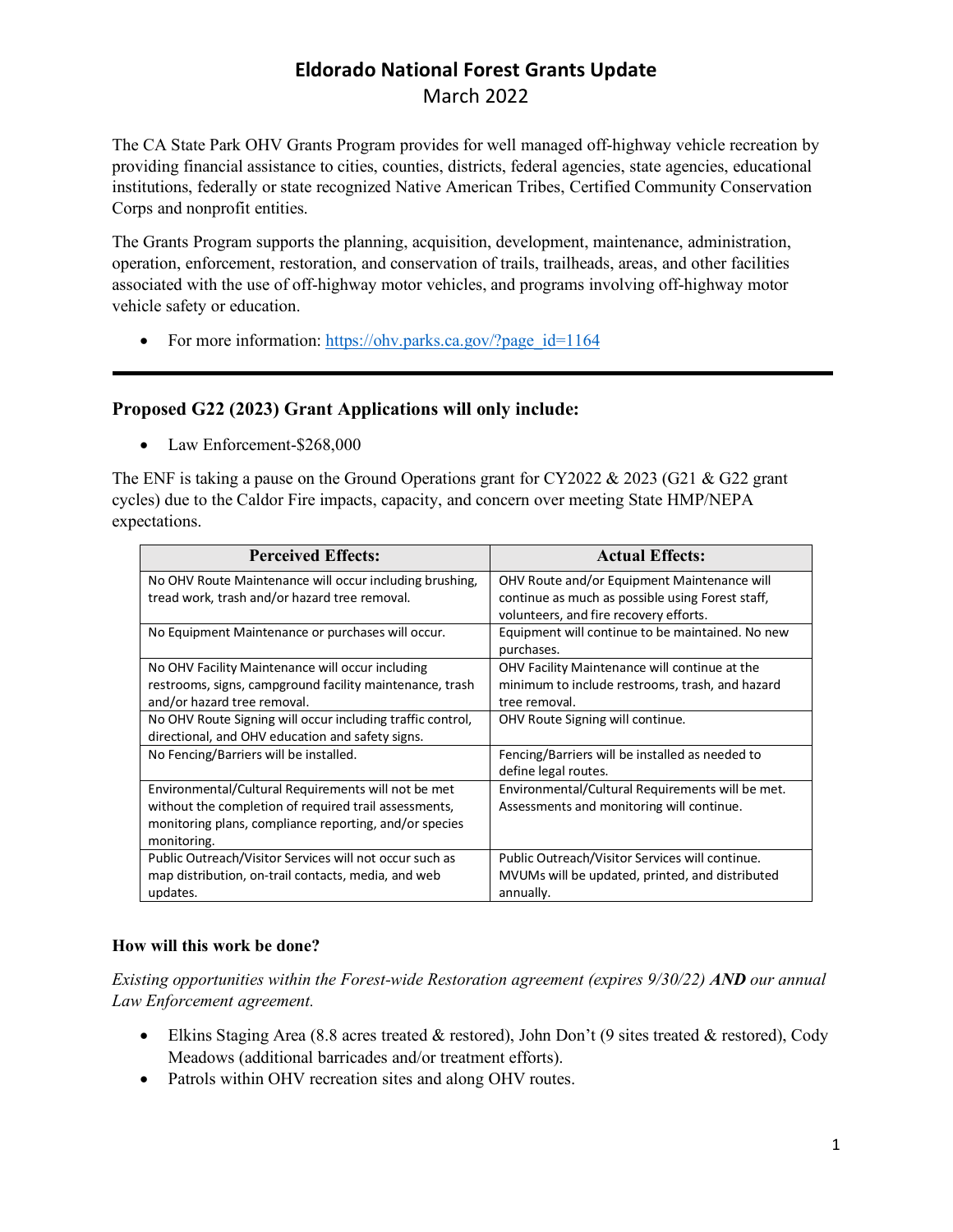# Eldorado National Forest Grants Update

March 2022

The CA State Park OHV Grants Program provides for well managed off-highway vehicle recreation by providing financial assistance to cities, counties, districts, federal agencies, state agencies, educational institutions, federally or state recognized Native American Tribes, Certified Community Conservation Corps and nonprofit entities.

The Grants Program supports the planning, acquisition, development, maintenance, administration, operation, enforcement, restoration, and conservation of trails, trailheads, areas, and other facilities associated with the use of off-highway motor vehicles, and programs involving off-highway motor vehicle safety or education.

- For more information: [https://ohv.parks.ca.gov/?page_id=1164](https://ohv.parks.ca.gov/?page_id=1164)

---

## Proposed G22 (2023) Grant Applications will only include:

- Law Enforcement-$268,000

The ENF is taking a pause on the Ground Operations grant for CY2022 & 2023 (G21 & G22 grant cycles) due to the Caldor Fire impacts, capacity, and concern over meeting State HMP/NEPA expectations.

| Perceived Effects: | Actual Effects: |
|---|---|
| No OHV Route Maintenance will occur including brushing, tread work, trash and/or hazard tree removal. | OHV Route and/or Equipment Maintenance will continue as much as possible using Forest staff, volunteers, and fire recovery efforts. |
| No Equipment Maintenance or purchases will occur. | Equipment will continue to be maintained. No new purchases. |
| No OHV Facility Maintenance will occur including restrooms, signs, campground facility maintenance, trash and/or hazard tree removal. | OHV Facility Maintenance will continue at the minimum to include restrooms, trash, and hazard tree removal. |
| No OHV Route Signing will occur including traffic control, directional, and OHV education and safety signs. | OHV Route Signing will continue. |
| No Fencing/Barriers will be installed. | Fencing/Barriers will be installed as needed to define legal routes. |
| Environmental/Cultural Requirements will not be met without the completion of required trail assessments, monitoring plans, compliance reporting, and/or species monitoring. | Environmental/Cultural Requirements will be met. Assessments and monitoring will continue. |
| Public Outreach/Visitor Services will not occur such as map distribution, on-trail contacts, media, and web updates. | Public Outreach/Visitor Services will continue. MVUMs will be updated, printed, and distributed annually. |

### How will this work be done?

*Existing opportunities within the Forest-wide Restoration agreement (expires 9/30/22)* ***AND*** *our annual Law Enforcement agreement.*

- Elkins Staging Area (8.8 acres treated & restored), John Don't (9 sites treated & restored), Cody Meadows (additional barricades and/or treatment efforts).
- Patrols within OHV recreation sites and along OHV routes.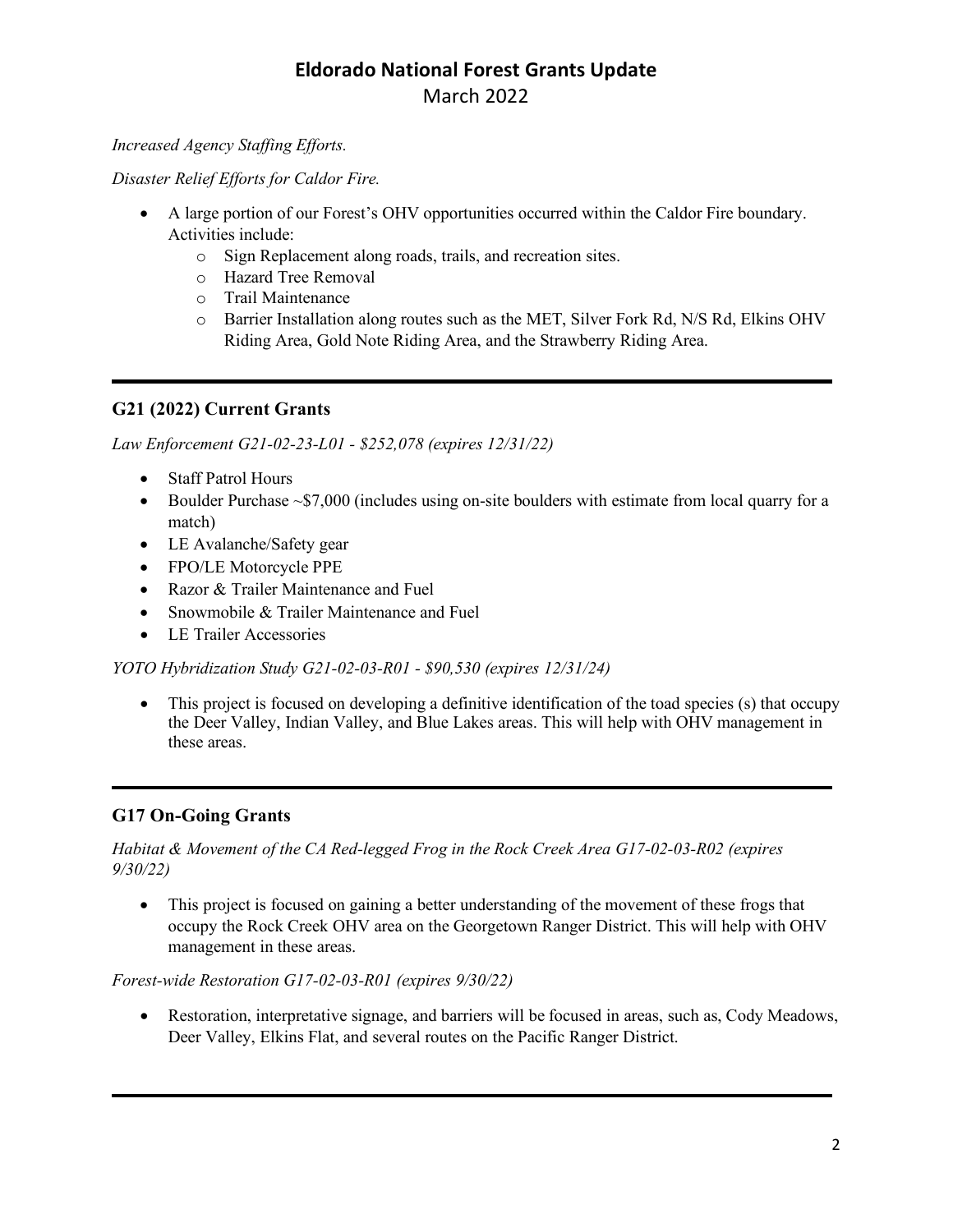*Increased Agency Staffing Efforts.*

*Disaster Relief Efforts for Caldor Fire.*

- A large portion of our Forest's OHV opportunities occurred within the Caldor Fire boundary. Activities include:
  - Sign Replacement along roads, trails, and recreation sites.
  - Hazard Tree Removal
  - Trail Maintenance
  - Barrier Installation along routes such as the MET, Silver Fork Rd, N/S Rd, Elkins OHV Riding Area, Gold Note Riding Area, and the Strawberry Riding Area.

---

## G21 (2022) Current Grants

*Law Enforcement G21-02-23-L01 - $252,078 (expires 12/31/22)*

- Staff Patrol Hours
- Boulder Purchase ~$7,000 (includes using on-site boulders with estimate from local quarry for a match)
- LE Avalanche/Safety gear
- FPO/LE Motorcycle PPE
- Razor & Trailer Maintenance and Fuel
- Snowmobile & Trailer Maintenance and Fuel
- LE Trailer Accessories

*YOTO Hybridization Study G21-02-03-R01 - $90,530 (expires 12/31/24)*

- This project is focused on developing a definitive identification of the toad species (s) that occupy the Deer Valley, Indian Valley, and Blue Lakes areas. This will help with OHV management in these areas.

---

## G17 On-Going Grants

*Habitat & Movement of the CA Red-legged Frog in the Rock Creek Area G17-02-03-R02 (expires 9/30/22)*

- This project is focused on gaining a better understanding of the movement of these frogs that occupy the Rock Creek OHV area on the Georgetown Ranger District. This will help with OHV management in these areas.

*Forest-wide Restoration G17-02-03-R01 (expires 9/30/22)*

- Restoration, interpretative signage, and barriers will be focused in areas, such as, Cody Meadows, Deer Valley, Elkins Flat, and several routes on the Pacific Ranger District.

---